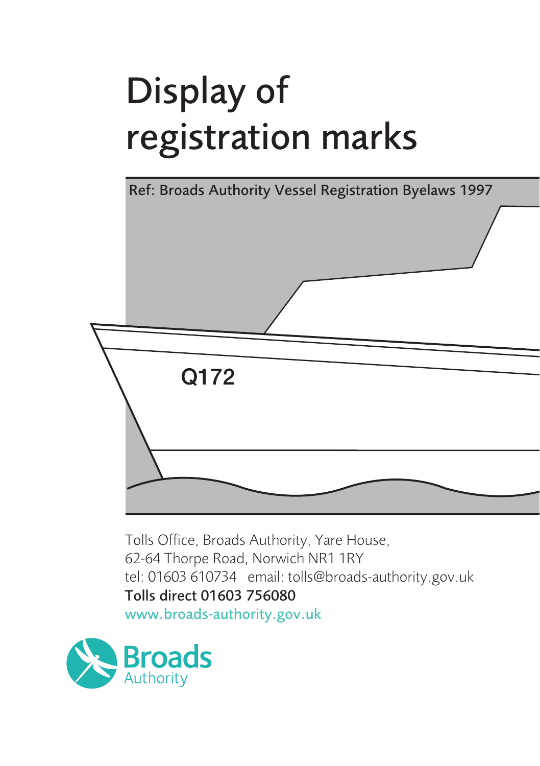# Display of registration marks

Ref: Broads Authority Vessel Registration Byelaws 1997

Q172

Tolls Office, Broads Authority, Yare House,
62-64 Thorpe Road, Norwich NR1 1RY
tel: 01603 610734 email: tolls@broads-authority.gov.uk
**Tolls direct 01603 756080**
www.broads-authority.gov.uk

Broads Authority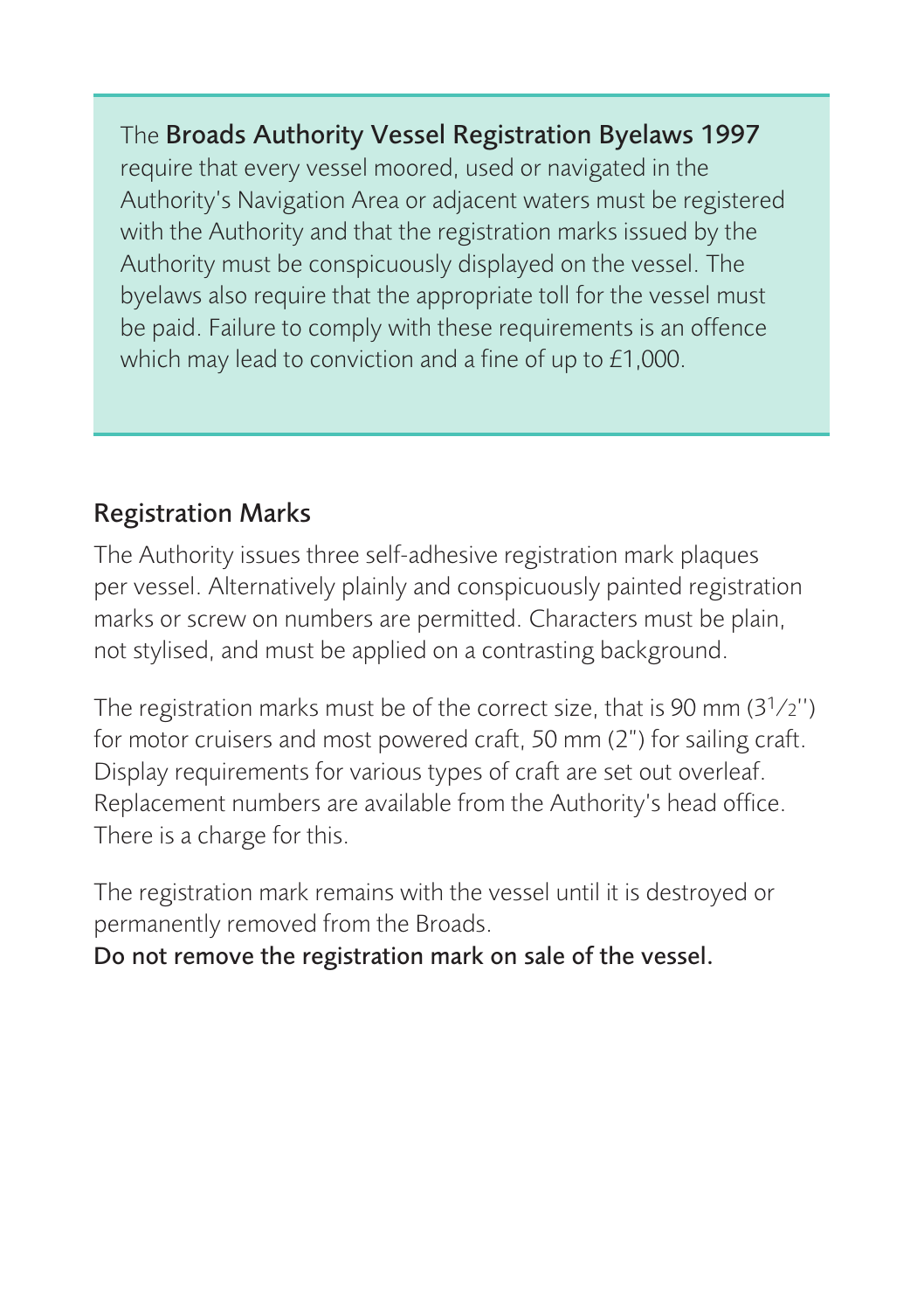The **Broads Authority Vessel Registration Byelaws 1997** require that every vessel moored, used or navigated in the Authority's Navigation Area or adjacent waters must be registered with the Authority and that the registration marks issued by the Authority must be conspicuously displayed on the vessel. The byelaws also require that the appropriate toll for the vessel must be paid. Failure to comply with these requirements is an offence which may lead to conviction and a fine of up to £1,000.

## Registration Marks

The Authority issues three self-adhesive registration mark plaques per vessel. Alternatively plainly and conspicuously painted registration marks or screw on numbers are permitted. Characters must be plain, not stylised, and must be applied on a contrasting background.

The registration marks must be of the correct size, that is 90 mm (3½") for motor cruisers and most powered craft, 50 mm (2") for sailing craft. Display requirements for various types of craft are set out overleaf. Replacement numbers are available from the Authority's head office. There is a charge for this.

The registration mark remains with the vessel until it is destroyed or permanently removed from the Broads.
**Do not remove the registration mark on sale of the vessel.**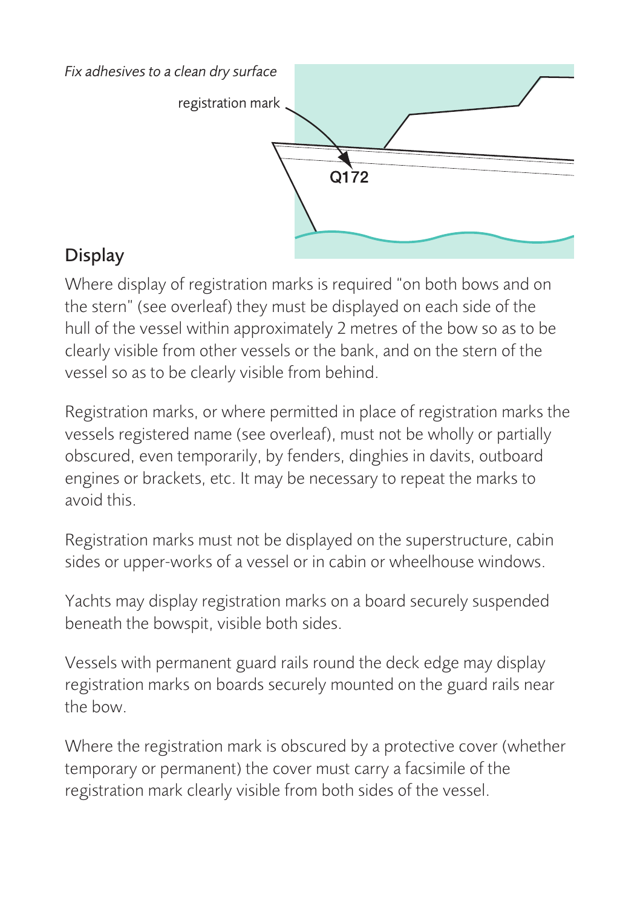*Fix adhesives to a clean dry surface*

registration mark

Q172

## Display

Where display of registration marks is required "on both bows and on the stern" (see overleaf) they must be displayed on each side of the hull of the vessel within approximately 2 metres of the bow so as to be clearly visible from other vessels or the bank, and on the stern of the vessel so as to be clearly visible from behind.

Registration marks, or where permitted in place of registration marks the vessels registered name (see overleaf), must not be wholly or partially obscured, even temporarily, by fenders, dinghies in davits, outboard engines or brackets, etc. It may be necessary to repeat the marks to avoid this.

Registration marks must not be displayed on the superstructure, cabin sides or upper-works of a vessel or in cabin or wheelhouse windows.

Yachts may display registration marks on a board securely suspended beneath the bowspit, visible both sides.

Vessels with permanent guard rails round the deck edge may display registration marks on boards securely mounted on the guard rails near the bow.

Where the registration mark is obscured by a protective cover (whether temporary or permanent) the cover must carry a facsimile of the registration mark clearly visible from both sides of the vessel.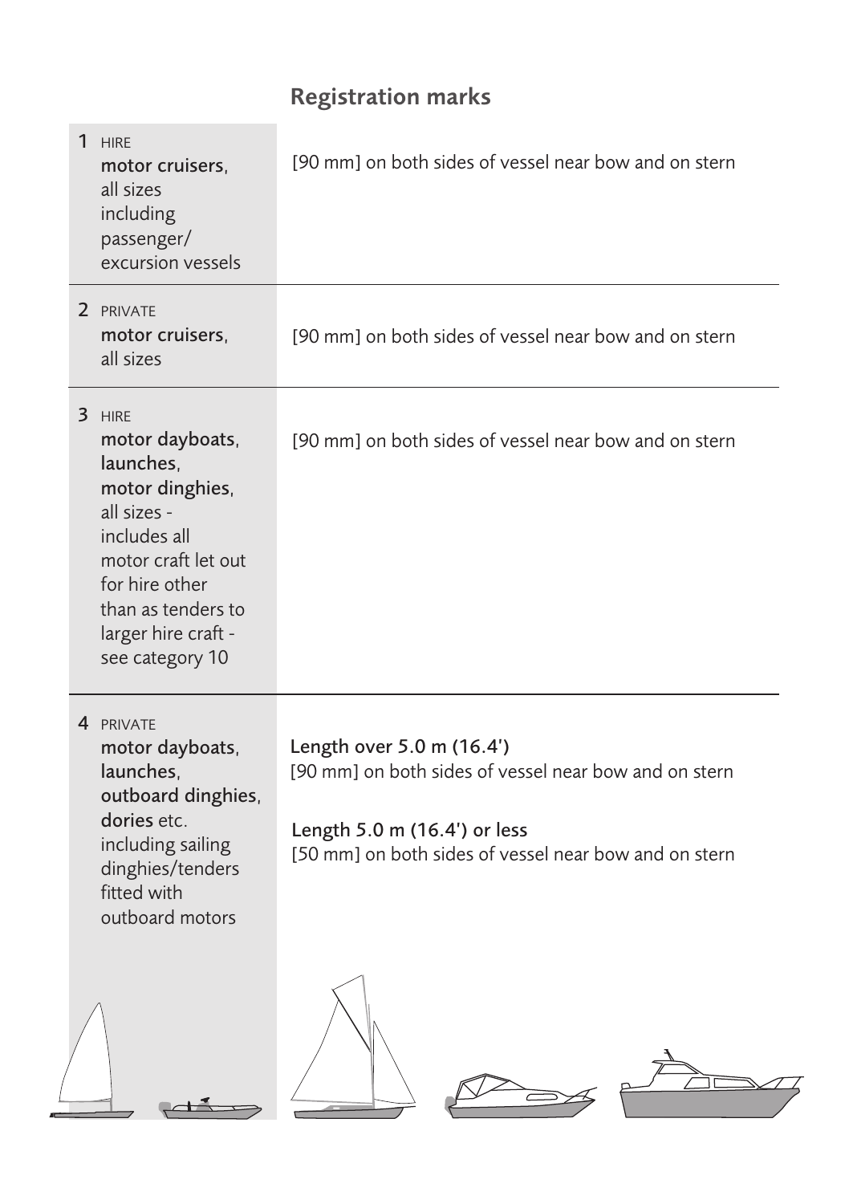## Registration marks

| Category | Registration marks |
| --- | --- |
| 1 HIRE **motor cruisers**, all sizes including passenger/ excursion vessels | [90 mm] on both sides of vessel near bow and on stern |
| 2 PRIVATE **motor cruisers**, all sizes | [90 mm] on both sides of vessel near bow and on stern |
| 3 HIRE **motor dayboats**, **launches**, **motor dinghies**, all sizes - includes all motor craft let out for hire other than as tenders to larger hire craft - see category 10 | [90 mm] on both sides of vessel near bow and on stern |
| 4 PRIVATE **motor dayboats**, **launches**, **outboard dinghies**, **dories** etc. including sailing dinghies/tenders fitted with outboard motors | **Length over 5.0 m (16.4')** [90 mm] on both sides of vessel near bow and on stern<br><br>**Length 5.0 m (16.4') or less** [50 mm] on both sides of vessel near bow and on stern |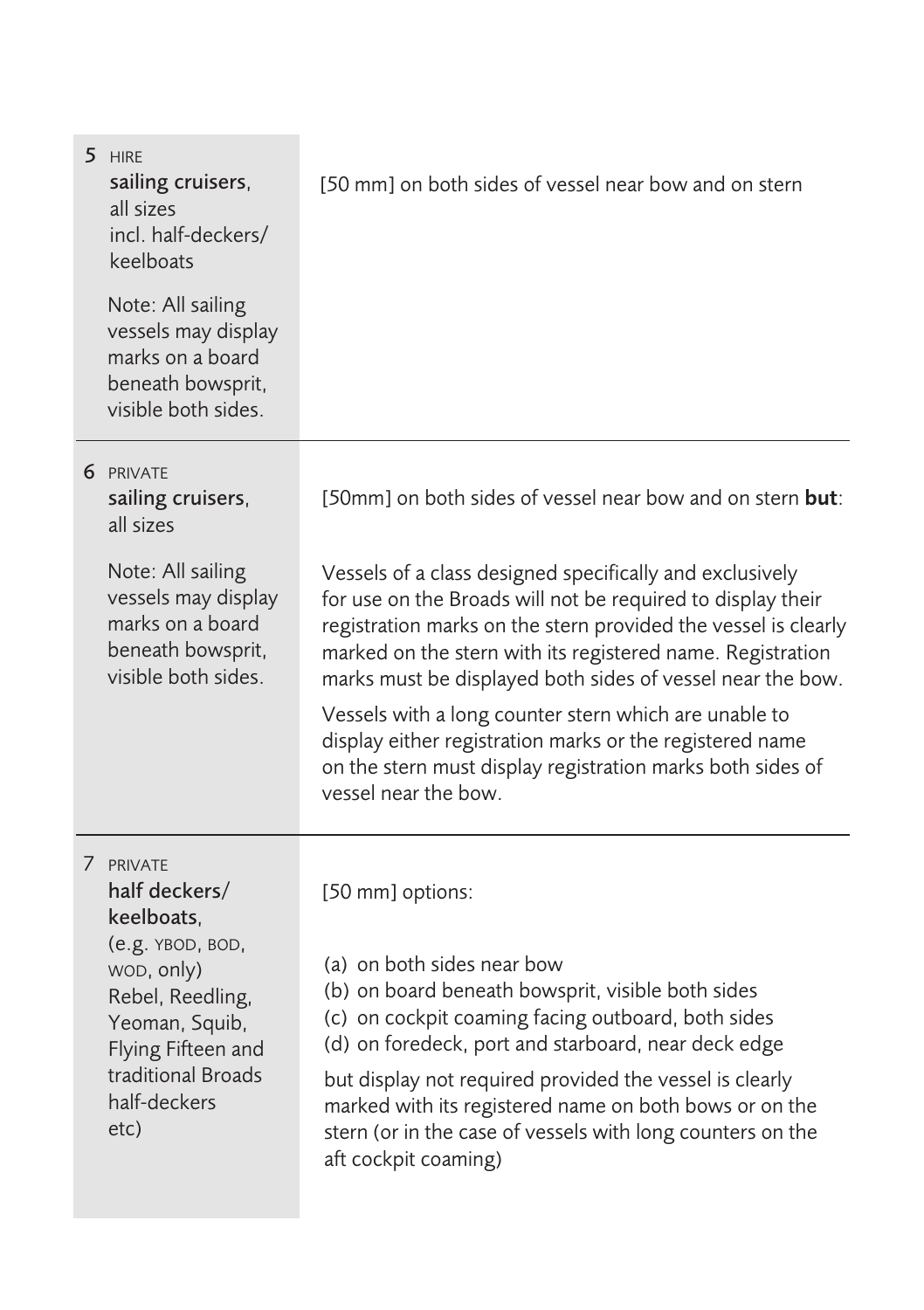| | |
|---|---|
| **5** HIRE<br>**sailing cruisers**, all sizes incl. half-deckers/ keelboats<br><br>Note: All sailing vessels may display marks on a board beneath bowsprit, visible both sides. | [50 mm] on both sides of vessel near bow and on stern |
| **6** PRIVATE<br>**sailing cruisers**, all sizes<br><br>Note: All sailing vessels may display marks on a board beneath bowsprit, visible both sides. | [50mm] on both sides of vessel near bow and on stern **but**:<br><br>Vessels of a class designed specifically and exclusively for use on the Broads will not be required to display their registration marks on the stern provided the vessel is clearly marked on the stern with its registered name. Registration marks must be displayed both sides of vessel near the bow.<br><br>Vessels with a long counter stern which are unable to display either registration marks or the registered name on the stern must display registration marks both sides of vessel near the bow. |
| **7** PRIVATE<br>**half deckers/ keelboats**, (e.g. YBOD, BOD, WOD, only) Rebel, Reedling, Yeoman, Squib, Flying Fifteen and traditional Broads half-deckers etc) | [50 mm] options:<br><br>(a) on both sides near bow<br>(b) on board beneath bowsprit, visible both sides<br>(c) on cockpit coaming facing outboard, both sides<br>(d) on foredeck, port and starboard, near deck edge<br><br>but display not required provided the vessel is clearly marked with its registered name on both bows or on the stern (or in the case of vessels with long counters on the aft cockpit coaming) |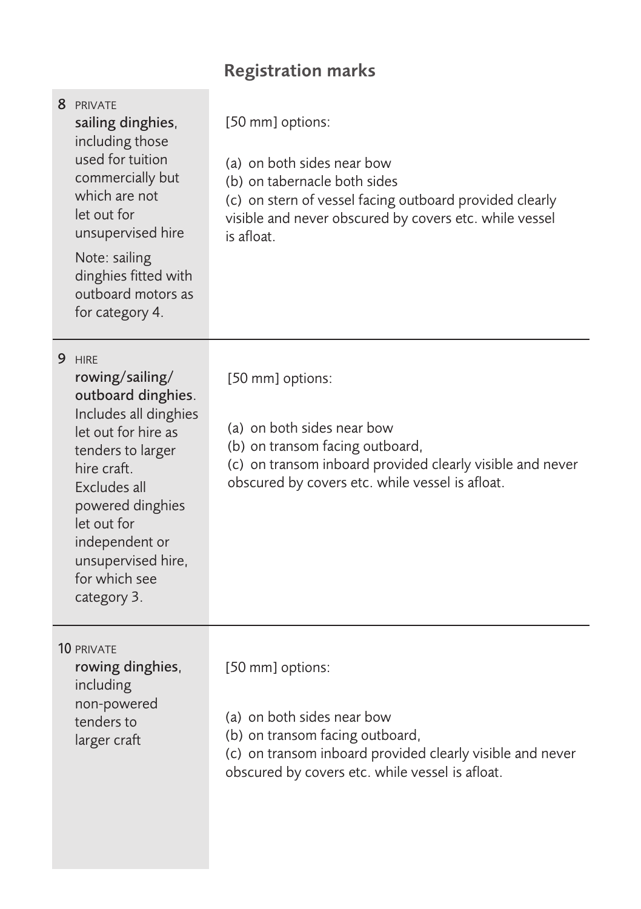## Registration marks

| Category | Registration marks |
|---|---|
| **8** PRIVATE<br>sailing dinghies, including those used for tuition commercially but which are not let out for unsupervised hire<br><br>Note: sailing dinghies fitted with outboard motors as for category 4. | [50 mm] options:<br><br>(a) on both sides near bow<br>(b) on tabernacle both sides<br>(c) on stern of vessel facing outboard provided clearly visible and never obscured by covers etc. while vessel is afloat. |
| **9** HIRE<br>rowing/sailing/ outboard dinghies. Includes all dinghies let out for hire as tenders to larger hire craft. Excludes all powered dinghies let out for independent or unsupervised hire, for which see category 3. | [50 mm] options:<br><br>(a) on both sides near bow<br>(b) on transom facing outboard,<br>(c) on transom inboard provided clearly visible and never obscured by covers etc. while vessel is afloat. |
| **10** PRIVATE<br>rowing dinghies, including non-powered tenders to larger craft | [50 mm] options:<br><br>(a) on both sides near bow<br>(b) on transom facing outboard,<br>(c) on transom inboard provided clearly visible and never obscured by covers etc. while vessel is afloat. |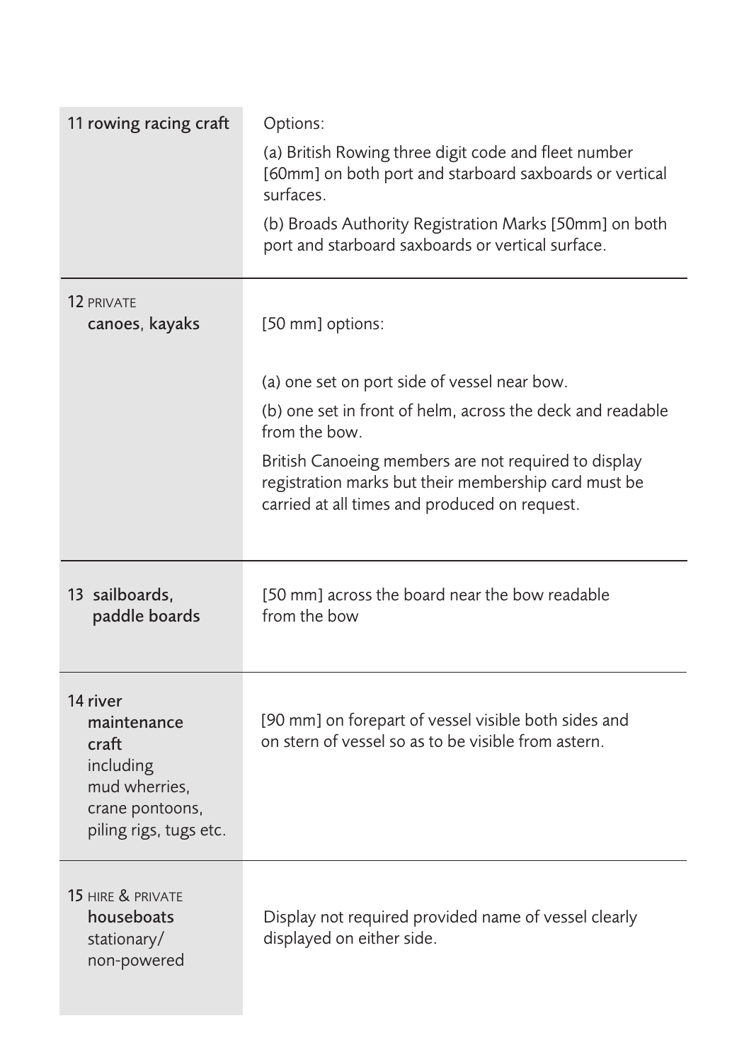| | |
|---|---|
| 11 rowing racing craft | Options:<br>(a) British Rowing three digit code and fleet number [60mm] on both port and starboard saxboards or vertical surfaces.<br>(b) Broads Authority Registration Marks [50mm] on both port and starboard saxboards or vertical surface. |
| 12 PRIVATE canoes, kayaks | [50 mm] options:<br>(a) one set on port side of vessel near bow.<br>(b) one set in front of helm, across the deck and readable from the bow.<br>British Canoeing members are not required to display registration marks but their membership card must be carried at all times and produced on request. |
| 13 sailboards, paddle boards | [50 mm] across the board near the bow readable from the bow |
| 14 river maintenance craft including mud wherries, crane pontoons, piling rigs, tugs etc. | [90 mm] on forepart of vessel visible both sides and on stern of vessel so as to be visible from astern. |
| 15 HIRE & PRIVATE houseboats stationary/ non-powered | Display not required provided name of vessel clearly displayed on either side. |